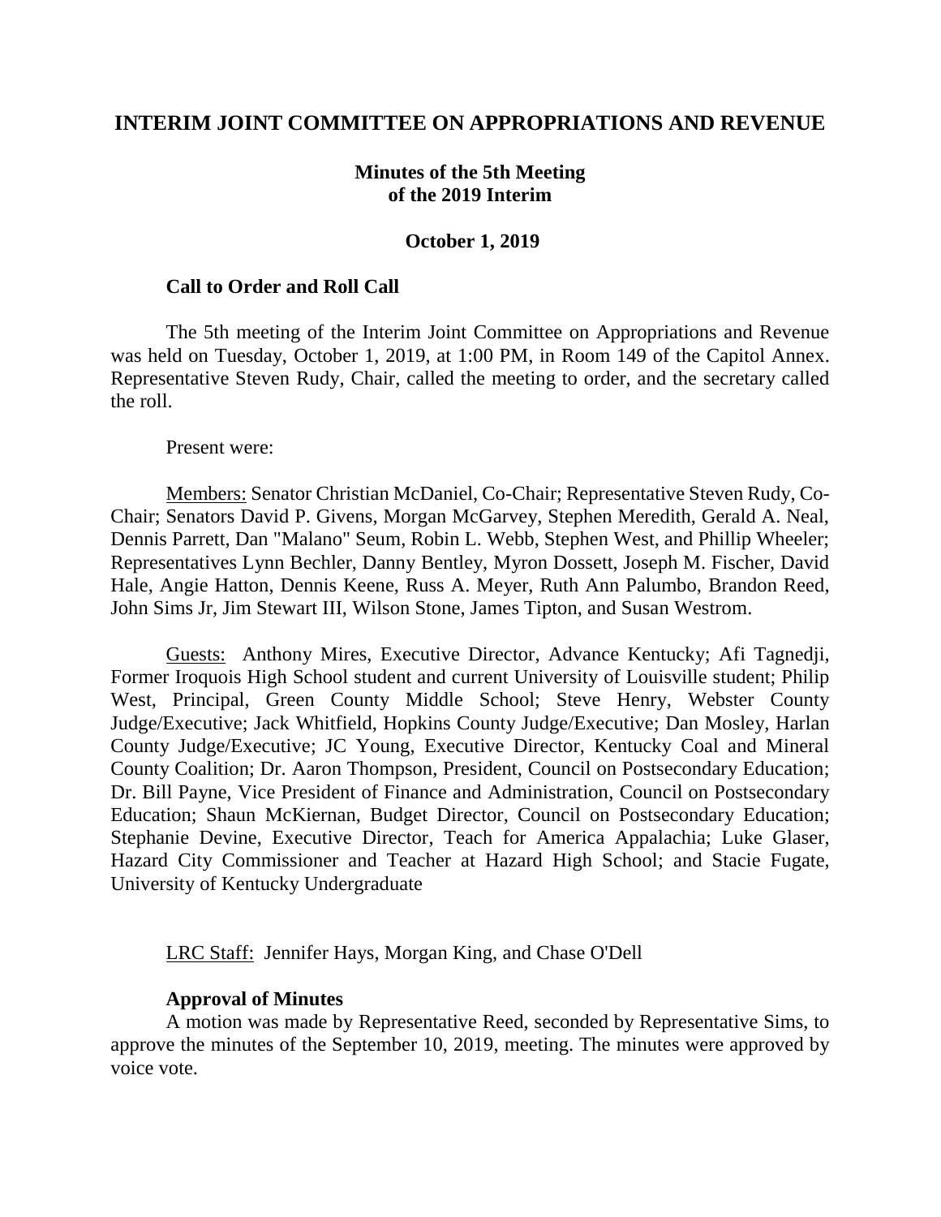# INTERIM JOINT COMMITTEE ON APPROPRIATIONS AND REVENUE

## Minutes of the 5th Meeting of the 2019 Interim

### October 1, 2019

**Call to Order and Roll Call**

The 5th meeting of the Interim Joint Committee on Appropriations and Revenue was held on Tuesday, October 1, 2019, at 1:00 PM, in Room 149 of the Capitol Annex. Representative Steven Rudy, Chair, called the meeting to order, and the secretary called the roll.

Present were:

Members: Senator Christian McDaniel, Co-Chair; Representative Steven Rudy, Co-Chair; Senators David P. Givens, Morgan McGarvey, Stephen Meredith, Gerald A. Neal, Dennis Parrett, Dan "Malano" Seum, Robin L. Webb, Stephen West, and Phillip Wheeler; Representatives Lynn Bechler, Danny Bentley, Myron Dossett, Joseph M. Fischer, David Hale, Angie Hatton, Dennis Keene, Russ A. Meyer, Ruth Ann Palumbo, Brandon Reed, John Sims Jr, Jim Stewart III, Wilson Stone, James Tipton, and Susan Westrom.

Guests: Anthony Mires, Executive Director, Advance Kentucky; Afi Tagnedji, Former Iroquois High School student and current University of Louisville student; Philip West, Principal, Green County Middle School; Steve Henry, Webster County Judge/Executive; Jack Whitfield, Hopkins County Judge/Executive; Dan Mosley, Harlan County Judge/Executive; JC Young, Executive Director, Kentucky Coal and Mineral County Coalition; Dr. Aaron Thompson, President, Council on Postsecondary Education; Dr. Bill Payne, Vice President of Finance and Administration, Council on Postsecondary Education; Shaun McKiernan, Budget Director, Council on Postsecondary Education; Stephanie Devine, Executive Director, Teach for America Appalachia; Luke Glaser, Hazard City Commissioner and Teacher at Hazard High School; and Stacie Fugate, University of Kentucky Undergraduate

LRC Staff: Jennifer Hays, Morgan King, and Chase O'Dell

**Approval of Minutes**

A motion was made by Representative Reed, seconded by Representative Sims, to approve the minutes of the September 10, 2019, meeting. The minutes were approved by voice vote.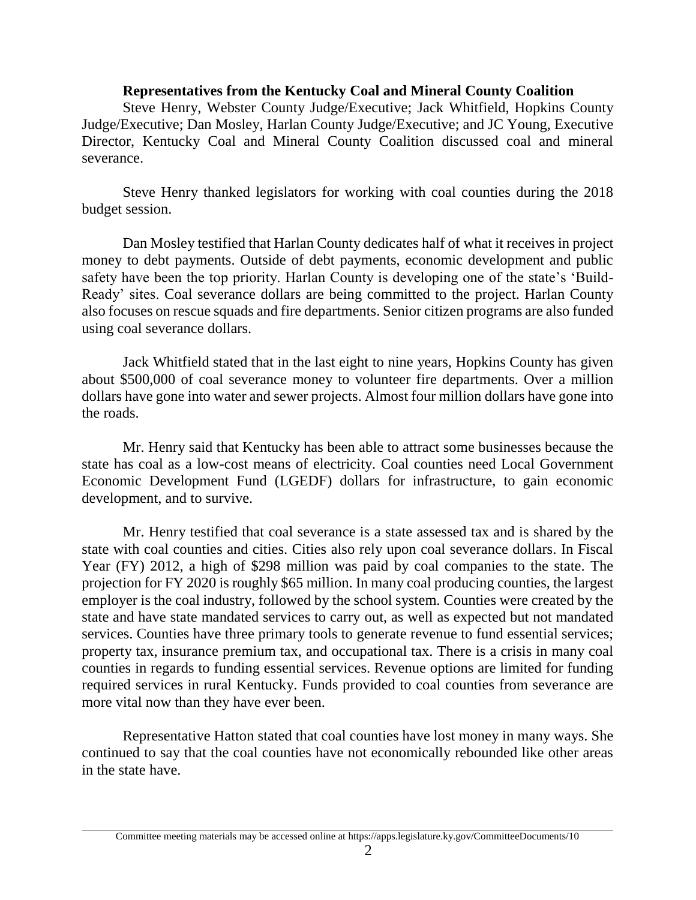**Representatives from the Kentucky Coal and Mineral County Coalition**

Steve Henry, Webster County Judge/Executive; Jack Whitfield, Hopkins County Judge/Executive; Dan Mosley, Harlan County Judge/Executive; and JC Young, Executive Director, Kentucky Coal and Mineral County Coalition discussed coal and mineral severance.

Steve Henry thanked legislators for working with coal counties during the 2018 budget session.

Dan Mosley testified that Harlan County dedicates half of what it receives in project money to debt payments. Outside of debt payments, economic development and public safety have been the top priority. Harlan County is developing one of the state's 'Build-Ready' sites. Coal severance dollars are being committed to the project. Harlan County also focuses on rescue squads and fire departments. Senior citizen programs are also funded using coal severance dollars.

Jack Whitfield stated that in the last eight to nine years, Hopkins County has given about $500,000 of coal severance money to volunteer fire departments. Over a million dollars have gone into water and sewer projects. Almost four million dollars have gone into the roads.

Mr. Henry said that Kentucky has been able to attract some businesses because the state has coal as a low-cost means of electricity. Coal counties need Local Government Economic Development Fund (LGEDF) dollars for infrastructure, to gain economic development, and to survive.

Mr. Henry testified that coal severance is a state assessed tax and is shared by the state with coal counties and cities. Cities also rely upon coal severance dollars. In Fiscal Year (FY) 2012, a high of $298 million was paid by coal companies to the state. The projection for FY 2020 is roughly $65 million. In many coal producing counties, the largest employer is the coal industry, followed by the school system. Counties were created by the state and have state mandated services to carry out, as well as expected but not mandated services. Counties have three primary tools to generate revenue to fund essential services; property tax, insurance premium tax, and occupational tax. There is a crisis in many coal counties in regards to funding essential services. Revenue options are limited for funding required services in rural Kentucky. Funds provided to coal counties from severance are more vital now than they have ever been.

Representative Hatton stated that coal counties have lost money in many ways. She continued to say that the coal counties have not economically rebounded like other areas in the state have.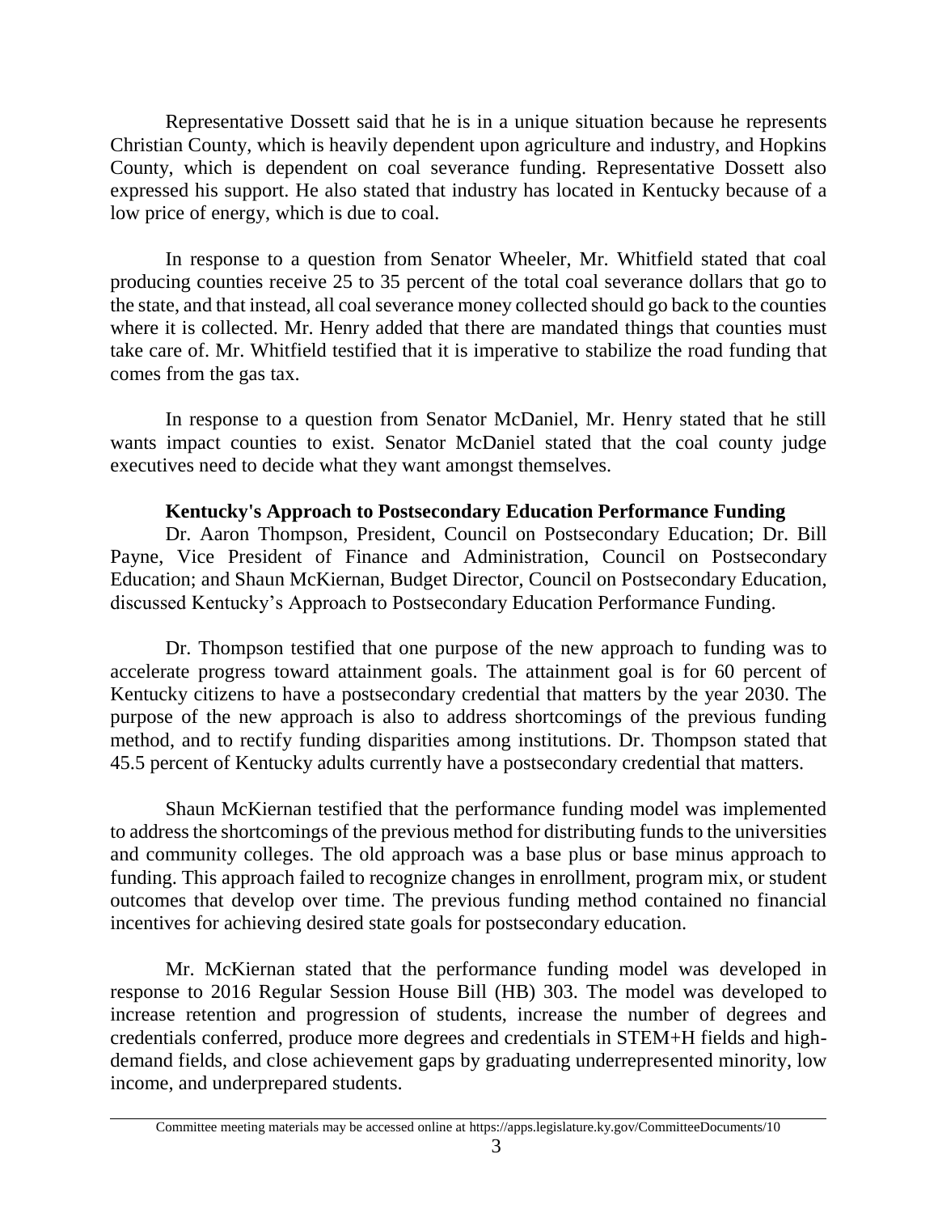Representative Dossett said that he is in a unique situation because he represents Christian County, which is heavily dependent upon agriculture and industry, and Hopkins County, which is dependent on coal severance funding. Representative Dossett also expressed his support. He also stated that industry has located in Kentucky because of a low price of energy, which is due to coal.

In response to a question from Senator Wheeler, Mr. Whitfield stated that coal producing counties receive 25 to 35 percent of the total coal severance dollars that go to the state, and that instead, all coal severance money collected should go back to the counties where it is collected. Mr. Henry added that there are mandated things that counties must take care of. Mr. Whitfield testified that it is imperative to stabilize the road funding that comes from the gas tax.

In response to a question from Senator McDaniel, Mr. Henry stated that he still wants impact counties to exist. Senator McDaniel stated that the coal county judge executives need to decide what they want amongst themselves.

**Kentucky's Approach to Postsecondary Education Performance Funding**

Dr. Aaron Thompson, President, Council on Postsecondary Education; Dr. Bill Payne, Vice President of Finance and Administration, Council on Postsecondary Education; and Shaun McKiernan, Budget Director, Council on Postsecondary Education, discussed Kentucky's Approach to Postsecondary Education Performance Funding.

Dr. Thompson testified that one purpose of the new approach to funding was to accelerate progress toward attainment goals. The attainment goal is for 60 percent of Kentucky citizens to have a postsecondary credential that matters by the year 2030. The purpose of the new approach is also to address shortcomings of the previous funding method, and to rectify funding disparities among institutions. Dr. Thompson stated that 45.5 percent of Kentucky adults currently have a postsecondary credential that matters.

Shaun McKiernan testified that the performance funding model was implemented to address the shortcomings of the previous method for distributing funds to the universities and community colleges. The old approach was a base plus or base minus approach to funding. This approach failed to recognize changes in enrollment, program mix, or student outcomes that develop over time. The previous funding method contained no financial incentives for achieving desired state goals for postsecondary education.

Mr. McKiernan stated that the performance funding model was developed in response to 2016 Regular Session House Bill (HB) 303. The model was developed to increase retention and progression of students, increase the number of degrees and credentials conferred, produce more degrees and credentials in STEM+H fields and high-demand fields, and close achievement gaps by graduating underrepresented minority, low income, and underprepared students.

Committee meeting materials may be accessed online at https://apps.legislature.ky.gov/CommitteeDocuments/10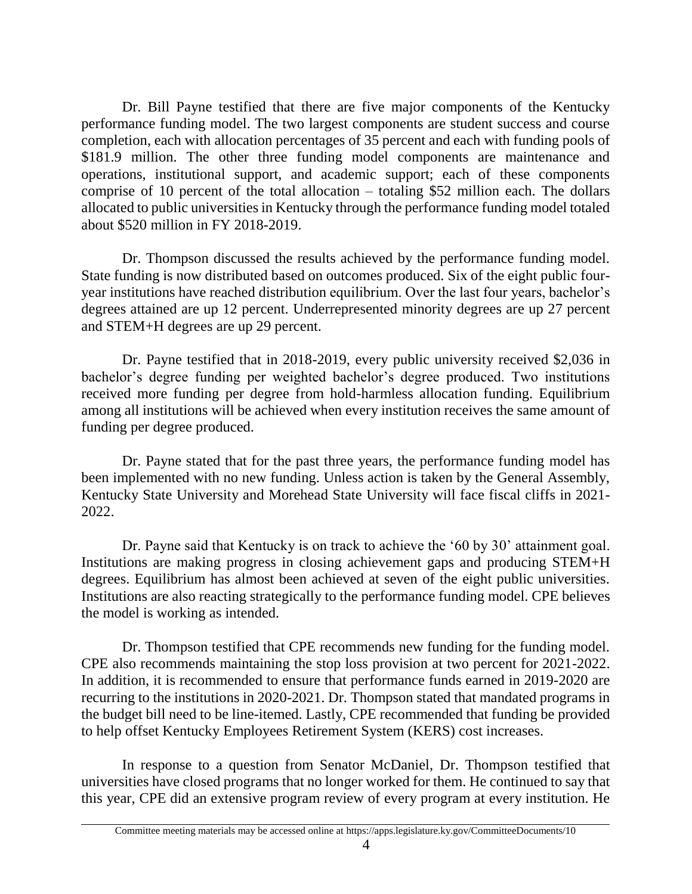Dr. Bill Payne testified that there are five major components of the Kentucky performance funding model. The two largest components are student success and course completion, each with allocation percentages of 35 percent and each with funding pools of $181.9 million. The other three funding model components are maintenance and operations, institutional support, and academic support; each of these components comprise of 10 percent of the total allocation – totaling $52 million each. The dollars allocated to public universities in Kentucky through the performance funding model totaled about $520 million in FY 2018-2019.

Dr. Thompson discussed the results achieved by the performance funding model. State funding is now distributed based on outcomes produced. Six of the eight public four-year institutions have reached distribution equilibrium. Over the last four years, bachelor's degrees attained are up 12 percent. Underrepresented minority degrees are up 27 percent and STEM+H degrees are up 29 percent.

Dr. Payne testified that in 2018-2019, every public university received $2,036 in bachelor's degree funding per weighted bachelor's degree produced. Two institutions received more funding per degree from hold-harmless allocation funding. Equilibrium among all institutions will be achieved when every institution receives the same amount of funding per degree produced.

Dr. Payne stated that for the past three years, the performance funding model has been implemented with no new funding. Unless action is taken by the General Assembly, Kentucky State University and Morehead State University will face fiscal cliffs in 2021-2022.

Dr. Payne said that Kentucky is on track to achieve the '60 by 30' attainment goal. Institutions are making progress in closing achievement gaps and producing STEM+H degrees. Equilibrium has almost been achieved at seven of the eight public universities. Institutions are also reacting strategically to the performance funding model. CPE believes the model is working as intended.

Dr. Thompson testified that CPE recommends new funding for the funding model. CPE also recommends maintaining the stop loss provision at two percent for 2021-2022. In addition, it is recommended to ensure that performance funds earned in 2019-2020 are recurring to the institutions in 2020-2021. Dr. Thompson stated that mandated programs in the budget bill need to be line-itemed. Lastly, CPE recommended that funding be provided to help offset Kentucky Employees Retirement System (KERS) cost increases.

In response to a question from Senator McDaniel, Dr. Thompson testified that universities have closed programs that no longer worked for them. He continued to say that this year, CPE did an extensive program review of every program at every institution. He

Committee meeting materials may be accessed online at https://apps.legislature.ky.gov/CommitteeDocuments/10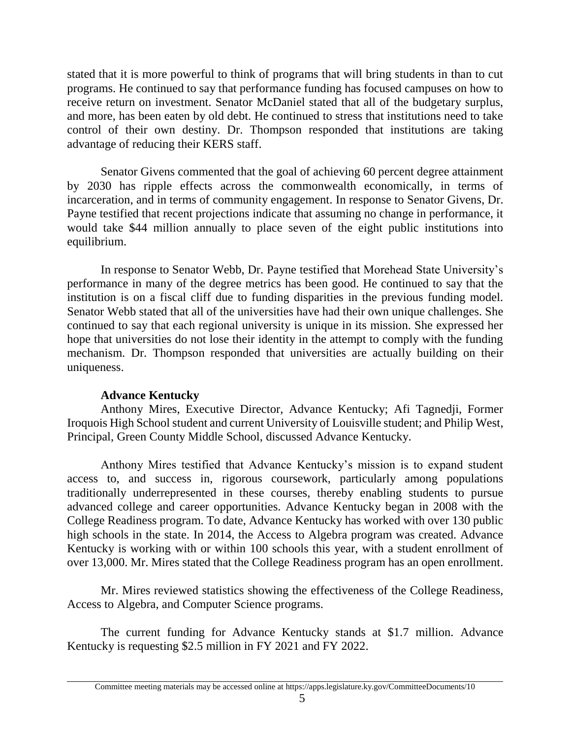stated that it is more powerful to think of programs that will bring students in than to cut programs. He continued to say that performance funding has focused campuses on how to receive return on investment. Senator McDaniel stated that all of the budgetary surplus, and more, has been eaten by old debt. He continued to stress that institutions need to take control of their own destiny. Dr. Thompson responded that institutions are taking advantage of reducing their KERS staff.

Senator Givens commented that the goal of achieving 60 percent degree attainment by 2030 has ripple effects across the commonwealth economically, in terms of incarceration, and in terms of community engagement. In response to Senator Givens, Dr. Payne testified that recent projections indicate that assuming no change in performance, it would take $44 million annually to place seven of the eight public institutions into equilibrium.

In response to Senator Webb, Dr. Payne testified that Morehead State University's performance in many of the degree metrics has been good. He continued to say that the institution is on a fiscal cliff due to funding disparities in the previous funding model. Senator Webb stated that all of the universities have had their own unique challenges. She continued to say that each regional university is unique in its mission. She expressed her hope that universities do not lose their identity in the attempt to comply with the funding mechanism. Dr. Thompson responded that universities are actually building on their uniqueness.

**Advance Kentucky**

Anthony Mires, Executive Director, Advance Kentucky; Afi Tagnedji, Former Iroquois High School student and current University of Louisville student; and Philip West, Principal, Green County Middle School, discussed Advance Kentucky.

Anthony Mires testified that Advance Kentucky's mission is to expand student access to, and success in, rigorous coursework, particularly among populations traditionally underrepresented in these courses, thereby enabling students to pursue advanced college and career opportunities. Advance Kentucky began in 2008 with the College Readiness program. To date, Advance Kentucky has worked with over 130 public high schools in the state. In 2014, the Access to Algebra program was created. Advance Kentucky is working with or within 100 schools this year, with a student enrollment of over 13,000. Mr. Mires stated that the College Readiness program has an open enrollment.

Mr. Mires reviewed statistics showing the effectiveness of the College Readiness, Access to Algebra, and Computer Science programs.

The current funding for Advance Kentucky stands at $1.7 million. Advance Kentucky is requesting $2.5 million in FY 2021 and FY 2022.

Committee meeting materials may be accessed online at https://apps.legislature.ky.gov/CommitteeDocuments/10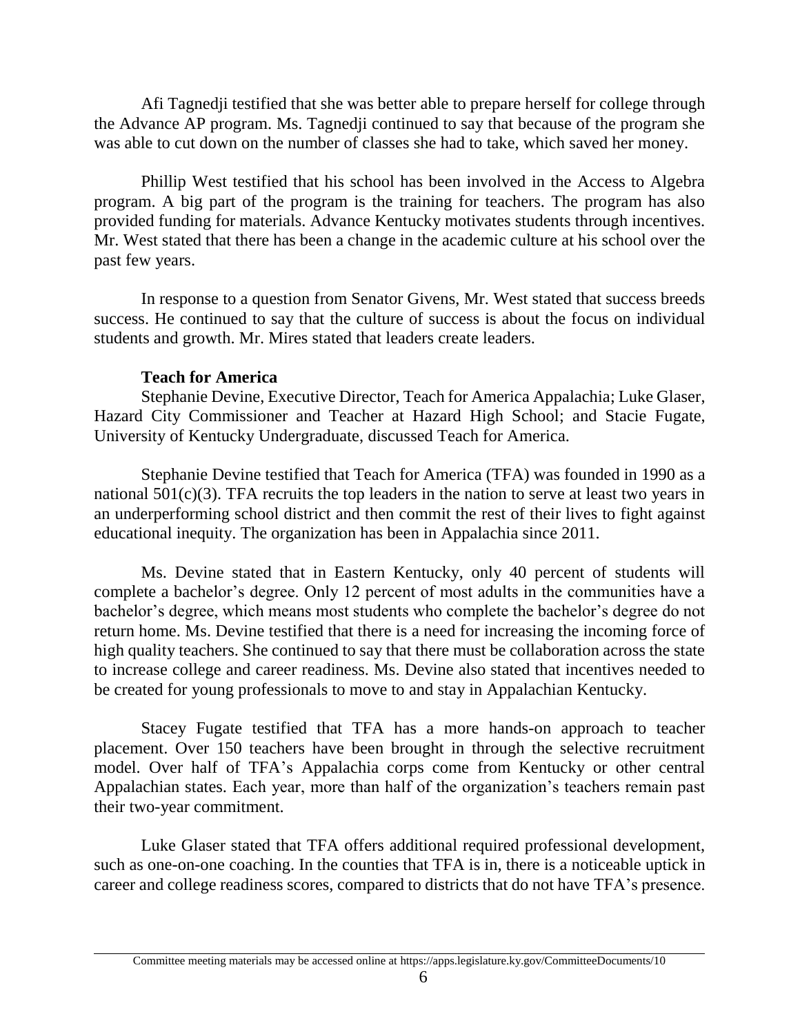Afi Tagnedji testified that she was better able to prepare herself for college through the Advance AP program. Ms. Tagnedji continued to say that because of the program she was able to cut down on the number of classes she had to take, which saved her money.

Phillip West testified that his school has been involved in the Access to Algebra program. A big part of the program is the training for teachers. The program has also provided funding for materials. Advance Kentucky motivates students through incentives. Mr. West stated that there has been a change in the academic culture at his school over the past few years.

In response to a question from Senator Givens, Mr. West stated that success breeds success. He continued to say that the culture of success is about the focus on individual students and growth. Mr. Mires stated that leaders create leaders.

**Teach for America**

Stephanie Devine, Executive Director, Teach for America Appalachia; Luke Glaser, Hazard City Commissioner and Teacher at Hazard High School; and Stacie Fugate, University of Kentucky Undergraduate, discussed Teach for America.

Stephanie Devine testified that Teach for America (TFA) was founded in 1990 as a national 501(c)(3). TFA recruits the top leaders in the nation to serve at least two years in an underperforming school district and then commit the rest of their lives to fight against educational inequity. The organization has been in Appalachia since 2011.

Ms. Devine stated that in Eastern Kentucky, only 40 percent of students will complete a bachelor's degree. Only 12 percent of most adults in the communities have a bachelor's degree, which means most students who complete the bachelor's degree do not return home. Ms. Devine testified that there is a need for increasing the incoming force of high quality teachers. She continued to say that there must be collaboration across the state to increase college and career readiness. Ms. Devine also stated that incentives needed to be created for young professionals to move to and stay in Appalachian Kentucky.

Stacey Fugate testified that TFA has a more hands-on approach to teacher placement. Over 150 teachers have been brought in through the selective recruitment model. Over half of TFA's Appalachia corps come from Kentucky or other central Appalachian states. Each year, more than half of the organization's teachers remain past their two-year commitment.

Luke Glaser stated that TFA offers additional required professional development, such as one-on-one coaching. In the counties that TFA is in, there is a noticeable uptick in career and college readiness scores, compared to districts that do not have TFA's presence.

Committee meeting materials may be accessed online at https://apps.legislature.ky.gov/CommitteeDocuments/10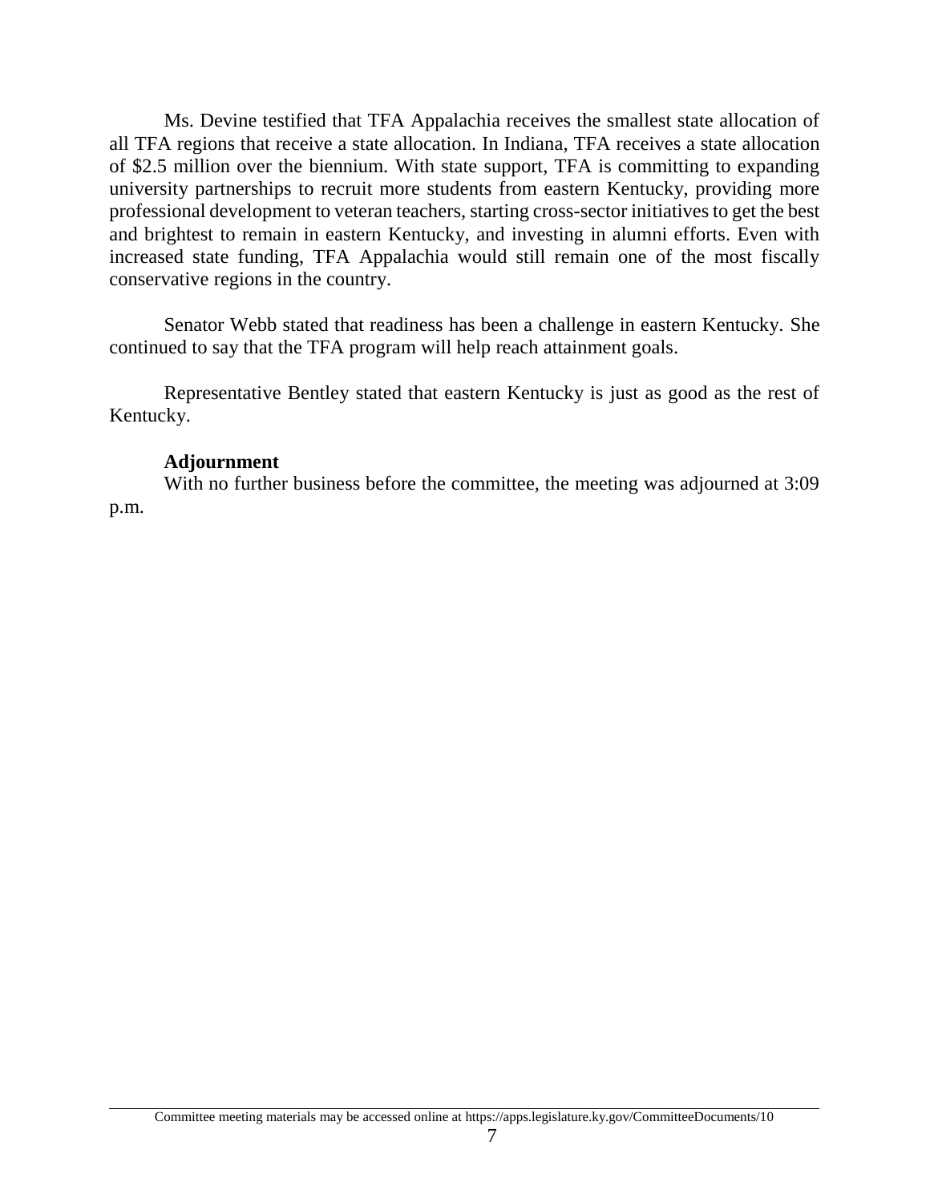Ms. Devine testified that TFA Appalachia receives the smallest state allocation of all TFA regions that receive a state allocation. In Indiana, TFA receives a state allocation of $2.5 million over the biennium. With state support, TFA is committing to expanding university partnerships to recruit more students from eastern Kentucky, providing more professional development to veteran teachers, starting cross-sector initiatives to get the best and brightest to remain in eastern Kentucky, and investing in alumni efforts. Even with increased state funding, TFA Appalachia would still remain one of the most fiscally conservative regions in the country.

Senator Webb stated that readiness has been a challenge in eastern Kentucky. She continued to say that the TFA program will help reach attainment goals.

Representative Bentley stated that eastern Kentucky is just as good as the rest of Kentucky.

**Adjournment**

With no further business before the committee, the meeting was adjourned at 3:09 p.m.

Committee meeting materials may be accessed online at https://apps.legislature.ky.gov/CommitteeDocuments/10